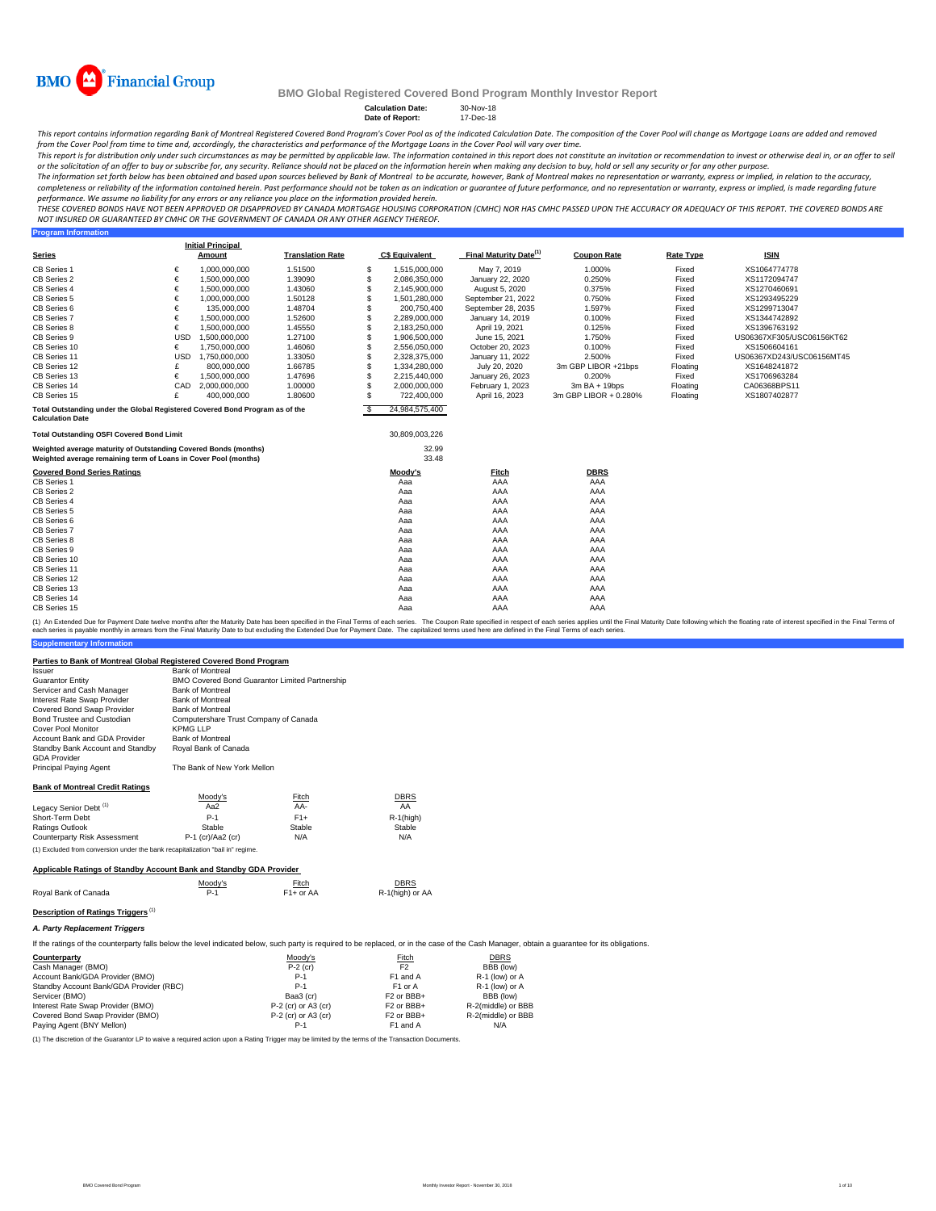# BMO Global Registered Covered Bond Program Monthly Investor Report

**Calculation Date:** 30-Nov-18
**Date of Report:** 17-Dec-18

*This report contains information regarding Bank of Montreal Registered Covered Bond Program's Cover Pool as of the indicated Calculation Date. The composition of the Cover Pool will change as Mortgage Loans are added and removed from the Cover Pool from time to time and, accordingly, the characteristics and performance of the Mortgage Loans in the Cover Pool will vary over time.*

*This report is for distribution only under such circumstances as may be permitted by applicable law. The information contained in this report does not constitute an invitation or recommendation to invest or otherwise deal in, or an offer to sell or the solicitation of an offer to buy or subscribe for, any security. Reliance should not be placed on the information herein when making any decision to buy, hold or sell any security or for any other purpose.*

*The information set forth below has been obtained and based upon sources believed by Bank of Montreal to be accurate, however, Bank of Montreal makes no representation or warranty, express or implied, in relation to the accuracy, completeness or reliability of the information contained herein. Past performance should not be taken as an indication or guarantee of future performance, and no representation or warranty, express or implied, is made regarding future performance. We assume no liability for any errors or any reliance you place on the information provided herein.*

*THESE COVERED BONDS HAVE NOT BEEN APPROVED OR DISAPPROVED BY CANADA MORTGAGE HOUSING CORPORATION (CMHC) NOR HAS CMHC PASSED UPON THE ACCURACY OR ADEQUACY OF THIS REPORT. THE COVERED BONDS ARE NOT INSURED OR GUARANTEED BY CMHC OR THE GOVERNMENT OF CANADA OR ANY OTHER AGENCY THEREOF.*

## Program Information

| Series | | Initial Principal Amount | Translation Rate | | C$ Equivalent | Final Maturity Date[1] | Coupon Rate | Rate Type | ISIN |
|---|---|---|---|---|---|---|---|---|---|
| CB Series 1 | € | 1,000,000,000 | 1.51500 | $ | 1,515,000,000 | May 7, 2019 | 1.000% | Fixed | XS1064774778 |
| CB Series 2 | € | 1,500,000,000 | 1.39090 | $ | 2,086,350,000 | January 22, 2020 | 0.250% | Fixed | XS1172094747 |
| CB Series 4 | € | 1,500,000,000 | 1.43060 | $ | 2,145,900,000 | August 5, 2020 | 0.375% | Fixed | XS1270460691 |
| CB Series 5 | € | 1,000,000,000 | 1.50128 | $ | 1,501,280,000 | September 21, 2022 | 0.750% | Fixed | XS1293495229 |
| CB Series 6 | € | 135,000,000 | 1.48704 | $ | 200,750,400 | September 28, 2035 | 1.597% | Fixed | XS1299713047 |
| CB Series 7 | € | 1,500,000,000 | 1.52600 | $ | 2,289,000,000 | January 14, 2019 | 0.100% | Fixed | XS1344742892 |
| CB Series 8 | € | 1,500,000,000 | 1.45550 | $ | 2,183,250,000 | April 19, 2021 | 0.125% | Fixed | XS1396763192 |
| CB Series 9 | USD | 1,500,000,000 | 1.27100 | $ | 1,906,500,000 | June 15, 2021 | 1.750% | Fixed | US06367XF305/USC06156KT62 |
| CB Series 10 | € | 1,750,000,000 | 1.46060 | $ | 2,556,050,000 | October 20, 2023 | 0.100% | Fixed | XS1506604161 |
| CB Series 11 | USD | 1,750,000,000 | 1.33050 | $ | 2,328,375,000 | January 11, 2022 | 2.500% | Fixed | US06367XD243/USC06156MT45 |
| CB Series 12 | £ | 800,000,000 | 1.66785 | $ | 1,334,280,000 | July 20, 2020 | 3m GBP LIBOR +21bps | Floating | XS1648241872 |
| CB Series 13 | € | 1,500,000,000 | 1.47696 | $ | 2,215,440,000 | January 26, 2023 | 0.200% | Fixed | XS1706963284 |
| CB Series 14 | CAD | 2,000,000,000 | 1.00000 | $ | 2,000,000,000 | February 1, 2023 | 3m BA + 19bps | Floating | CA06368BPS11 |
| CB Series 15 | £ | 400,000,000 | 1.80600 | $ | 722,400,000 | April 16, 2023 | 3m GBP LIBOR + 0.280% | Floating | XS1807402877 |
| Total Outstanding under the Global Registered Covered Bond Program as of the Calculation Date | | | | $ | 24,984,575,400 | | | | |

**Total Outstanding OSFI Covered Bond Limit** 30,809,003,226

**Weighted average maturity of Outstanding Covered Bonds (months)** 32.99
**Weighted average remaining term of Loans in Cover Pool (months)** 33.48

| Covered Bond Series Ratings | Moody's | Fitch | DBRS |
|---|---|---|---|
| CB Series 1 | Aaa | AAA | AAA |
| CB Series 2 | Aaa | AAA | AAA |
| CB Series 4 | Aaa | AAA | AAA |
| CB Series 5 | Aaa | AAA | AAA |
| CB Series 6 | Aaa | AAA | AAA |
| CB Series 7 | Aaa | AAA | AAA |
| CB Series 8 | Aaa | AAA | AAA |
| CB Series 9 | Aaa | AAA | AAA |
| CB Series 10 | Aaa | AAA | AAA |
| CB Series 11 | Aaa | AAA | AAA |
| CB Series 12 | Aaa | AAA | AAA |
| CB Series 13 | Aaa | AAA | AAA |
| CB Series 14 | Aaa | AAA | AAA |
| CB Series 15 | Aaa | AAA | AAA |

(1) An Extended Due for Payment Date twelve months after the Maturity Date has been specified in the Final Terms of each series. The Coupon Rate specified in respect of each series applies until the Final Maturity Date following which the floating rate of interest specified in the Final Terms of each series is payable monthly in arrears from the Final Maturity Date to but excluding the Extended Due for Payment Date. The capitalized terms used here are defined in the Final Terms of each series.

## Supplementary Information

### Parties to Bank of Montreal Global Registered Covered Bond Program

| | |
|---|---|
| Issuer | Bank of Montreal |
| Guarantor Entity | BMO Covered Bond Guarantor Limited Partnership |
| Servicer and Cash Manager | Bank of Montreal |
| Interest Rate Swap Provider | Bank of Montreal |
| Covered Bond Swap Provider | Bank of Montreal |
| Bond Trustee and Custodian | Computershare Trust Company of Canada |
| Cover Pool Monitor | KPMG LLP |
| Account Bank and GDA Provider | Bank of Montreal |
| Standby Bank Account and Standby GDA Provider | Royal Bank of Canada |
| Principal Paying Agent | The Bank of New York Mellon |

### Bank of Montreal Credit Ratings

| | Moody's | Fitch | DBRS |
|---|---|---|---|
| Legacy Senior Debt[1] | Aa2 | AA- | AA |
| Short-Term Debt | P-1 | F1+ | R-1(high) |
| Ratings Outlook | Stable | Stable | Stable |
| Counterparty Risk Assessment | P-1 (cr)/Aa2 (cr) | N/A | N/A |

(1) Excluded from conversion under the bank recapitalization "bail in" regime.

### Applicable Ratings of Standby Account Bank and Standby GDA Provider

| | Moody's | Fitch | DBRS |
|---|---|---|---|
| Royal Bank of Canada | P-1 | F1+ or AA | R-1(high) or AA |

### Description of Ratings Triggers[1]

#### *A. Party Replacement Triggers*

If the ratings of the counterparty falls below the level indicated below, such party is required to be replaced, or in the case of the Cash Manager, obtain a guarantee for its obligations.

| Counterparty | Moody's | Fitch | DBRS |
|---|---|---|---|
| Cash Manager (BMO) | P-2 (cr) | F2 | BBB (low) |
| Account Bank/GDA Provider (BMO) | P-1 | F1 and A | R-1 (low) or A |
| Standby Account Bank/GDA Provider (RBC) | P-1 | F1 or A | R-1 (low) or A |
| Servicer (BMO) | Baa3 (cr) | F2 or BBB+ | BBB (low) |
| Interest Rate Swap Provider (BMO) | P-2 (cr) or A3 (cr) | F2 or BBB+ | R-2(middle) or BBB |
| Covered Bond Swap Provider (BMO) | P-2 (cr) or A3 (cr) | F2 or BBB+ | R-2(middle) or BBB |
| Paying Agent (BNY Mellon) | P-1 | F1 and A | N/A |

(1) The discretion of the Guarantor LP to waive a required action upon a Rating Trigger may be limited by the terms of the Transaction Documents.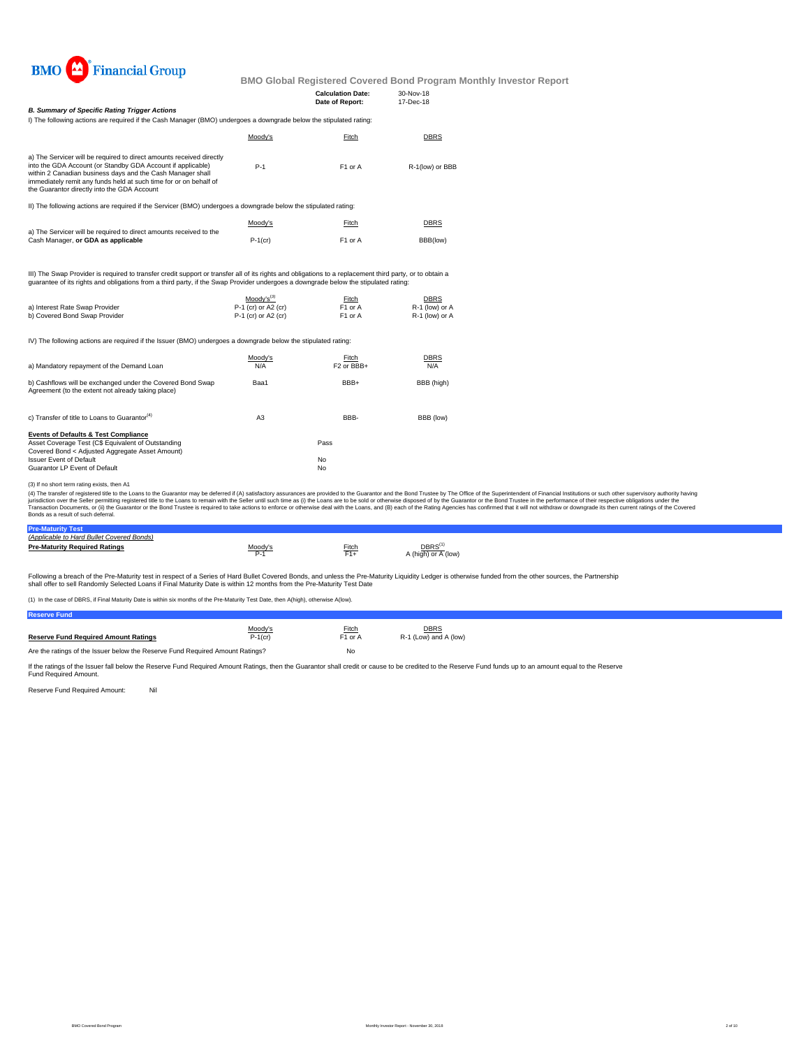**BMO Financial Group**

**BMO Global Registered Covered Bond Program Monthly Investor Report**

| | |
|---|---|
| **Calculation Date:** | 30-Nov-18 |
| **Date of Report:** | 17-Dec-18 |

***B. Summary of Specific Rating Trigger Actions***

I) The following actions are required if the Cash Manager (BMO) undergoes a downgrade below the stipulated rating:

| | Moody's | Fitch | DBRS |
|---|---|---|---|
| a) The Servicer will be required to direct amounts received directly into the GDA Account (or Standby GDA Account if applicable) within 2 Canadian business days and the Cash Manager shall immediately remit any funds held at such time for or on behalf of the Guarantor directly into the GDA Account | P-1 | F1 or A | R-1(low) or BBB |

II) The following actions are required if the Servicer (BMO) undergoes a downgrade below the stipulated rating:

| | Moody's | Fitch | DBRS |
|---|---|---|---|
| a) The Servicer will be required to direct amounts received to the Cash Manager, **or GDA as applicable** | P-1(cr) | F1 or A | BBB(low) |

III) The Swap Provider is required to transfer credit support or transfer all of its rights and obligations to a replacement third party, or to obtain a guarantee of its rights and obligations from a third party, if the Swap Provider undergoes a downgrade below the stipulated rating:

| | Moody's[3] | Fitch | DBRS |
|---|---|---|---|
| a) Interest Rate Swap Provider | P-1 (cr) or A2 (cr) | F1 or A | R-1 (low) or A |
| b) Covered Bond Swap Provider | P-1 (cr) or A2 (cr) | F1 or A | R-1 (low) or A |

IV) The following actions are required if the Issuer (BMO) undergoes a downgrade below the stipulated rating:

| | Moody's | Fitch | DBRS |
|---|---|---|---|
| a) Mandatory repayment of the Demand Loan | N/A | F2 or BBB+ | N/A |
| b) Cashflows will be exchanged under the Covered Bond Swap Agreement (to the extent not already taking place) | Baa1 | BBB+ | BBB (high) |
| c) Transfer of title to Loans to Guarantor[4] | A3 | BBB- | BBB (low) |

**Events of Defaults & Test Compliance**

| | |
|---|---|
| Asset Coverage Test (C$ Equivalent of Outstanding Covered Bond < Adjusted Aggregate Asset Amount) | Pass |
| Issuer Event of Default | No |
| Guarantor LP Event of Default | No |

(3) If no short term rating exists, then A1

(4) The transfer of registered title to the Loans to the Guarantor may be deferred if (A) satisfactory assurances are provided to the Guarantor and the Bond Trustee by The Office of the Superintendent of Financial Institutions or such other supervisory authority having jurisdiction over the Seller permitting registered title to the Loans to remain with the Seller until such time as (i) the Loans are to be sold or otherwise disposed of by the Guarantor or the Bond Trustee in the performance of their respective obligations under the Transaction Documents, or (ii) the Guarantor or the Bond Trustee is required to take actions to enforce or otherwise deal with the Loans, and (B) each of the Rating Agencies has confirmed that it will not withdraw or downgrade its then current ratings of the Covered Bonds as a result of such deferral.

## Pre-Maturity Test

*(Applicable to Hard Bullet Covered Bonds)*

| | Moody's | Fitch | DBRS[1] |
|---|---|---|---|
| **Pre-Maturity Required Ratings** | P-1 | F1+ | A (high) or A (low) |

Following a breach of the Pre-Maturity test in respect of a Series of Hard Bullet Covered Bonds, and unless the Pre-Maturity Liquidity Ledger is otherwise funded from the other sources, the Partnership shall offer to sell Randomly Selected Loans if Final Maturity Date is within 12 months from the Pre-Maturity Test Date

(1) In the case of DBRS, if Final Maturity Date is within six months of the Pre-Maturity Test Date, then A(high), otherwise A(low).

## Reserve Fund

| | Moody's | Fitch | DBRS |
|---|---|---|---|
| **Reserve Fund Required Amount Ratings** | P-1(cr) | F1 or A | R-1 (Low) and A (low) |

Are the ratings of the Issuer below the Reserve Fund Required Amount Ratings? No

If the ratings of the Issuer fall below the Reserve Fund Required Amount Ratings, then the Guarantor shall credit or cause to be credited to the Reserve Fund funds up to an amount equal to the Reserve Fund Required Amount.

Reserve Fund Required Amount: Nil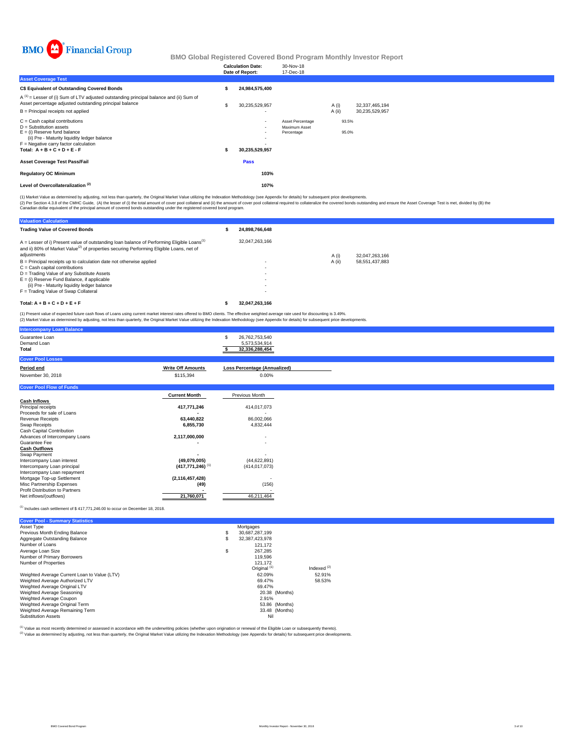BMO Financial Group

# BMO Global Registered Covered Bond Program Monthly Investor Report

| | |
|---|---|
| Calculation Date: | 30-Nov-18 |
| Date of Report: | 17-Dec-18 |

## Asset Coverage Test

| | | | | |
|---|---|---|---|---|
| **C$ Equivalent of Outstanding Covered Bonds** | **$ 24,984,575,400** | | | |
| A [1] = Lesser of (i) Sum of LTV adjusted outstanding principal balance and (ii) Sum of Asset percentage adjusted outstanding principal balance | $ 30,235,529,957 | | A (i) | 32,337,465,194 |
| B = Principal receipts not applied | - | | A (ii) | 30,235,529,957 |
| C = Cash capital contributions | - | Asset Percentage | 93.5% | |
| D = Substitution assets | - | Maximum Asset Percentage | 95.0% | |
| E = (i) Reserve fund balance | - | | | |
| (ii) Pre - Maturity liquidity ledger balance | - | | | |
| F = Negative carry factor calculation | - | | | |
| **Total: A + B + C + D + E - F** | **$ 30,235,529,957** | | | |
| **Asset Coverage Test Pass/Fail** | **Pass** | | | |
| **Regulatory OC Minimum** | **103%** | | | |
| **Level of Overcollateralization [2]** | **107%** | | | |

(1) Market Value as determined by adjusting, not less than quarterly, the Original Market Value utilizing the Indexation Methodology (see Appendix for details) for subsequent price developments.
(2) Per Section 4.3.8 of the CMHC Guide, (A) the lesser of (i) the total amount of cover pool collateral and (ii) the amount of cover pool collateral required to collateralize the covered bonds outstanding and ensure the Asset Coverage Test is met, divided by (B) the Canadian dollar equivalent of the principal amount of covered bonds outstanding under the registered covered bond program.

## Valuation Calculation

| | | | |
|---|---|---|---|
| **Trading Value of Covered Bonds** | **$ 24,898,766,648** | | |
| A = Lesser of i) Present value of outstanding loan balance of Performing Eligible Loans[1] and ii) 80% of Market Value[2] of properties securing Performing Eligible Loans, net of adjustments | 32,047,263,166 | A (i) | 32,047,263,166 |
| B = Principal receipts up to calculation date not otherwise applied | - | A (ii) | 58,551,437,883 |
| C = Cash capital contributions | - | | |
| D = Trading Value of any Substitute Assets | - | | |
| E = (i) Reserve Fund Balance, if applicable | - | | |
| (ii) Pre - Maturity liquidity ledger balance | - | | |
| F = Trading Value of Swap Collateral | - | | |
| **Total: A + B + C + D + E + F** | **$ 32,047,263,166** | | |

(1) Present value of expected future cash flows of Loans using current market interest rates offered to BMO clients. The effective weighted average rate used for discounting is 3.49%.
(2) Market Value as determined by adjusting, not less than quarterly, the Original Market Value utilizing the Indexation Methodology (see Appendix for details) for subsequent price developments.

## Intercompany Loan Balance

| | |
|---|---|
| Guarantee Loan | $ 26,762,753,540 |
| Demand Loan | 5,573,534,914 |
| **Total** | **$ 32,336,288,454** |

## Cover Pool Losses

| Period end | Write Off Amounts | Loss Percentage (Annualized) |
|---|---|---|
| November 30, 2018 | $115,394 | 0.00% |

## Cover Pool Flow of Funds

| | Current Month | Previous Month |
|---|---|---|
| **Cash Inflows** | | |
| Principal receipts | **417,771,246** | 414,017,073 |
| Proceeds for sale of Loans | **-** | - |
| Revenue Receipts | **63,440,822** | 86,002,066 |
| Swap Receipts | **6,855,730** | 4,832,444 |
| Cash Capital Contribution | | |
| Advances of Intercompany Loans | **2,117,000,000** | - |
| Guarantee Fee | **-** | - |
| **Cash Outflows** | | |
| Swap Payment | **-** | - |
| Intercompany Loan interest | **(49,079,005)** | (44,622,891) |
| Intercompany Loan principal | **(417,771,246)** [1] | (414,017,073) |
| Intercompany Loan repayment | | |
| Mortgage Top-up Settlement | **(2,116,457,428)** | - |
| Misc Partnership Expenses | **(49)** | (156) |
| Profit Distribution to Partners | **-** | - |
| Net inflows/(outflows) | **21,760,071** | 46,211,464 |

[1] Includes cash settlement of $ 417,771,246.00 to occur on December 18, 2018.

## Cover Pool - Summary Statistics

| | | |
|---|---|---|
| Asset Type | Mortgages | |
| Previous Month Ending Balance | $ 30,687,287,199 | |
| Aggregate Outstanding Balance | $ 32,387,423,978 | |
| Number of Loans | 121,172 | |
| Average Loan Size | $ 267,285 | |
| Number of Primary Borrowers | 119,596 | |
| Number of Properties | 121,172 | |
| | Original [1] | Indexed [2] |
| Weighted Average Current Loan to Value (LTV) | 62.09% | 52.91% |
| Weighted Average Authorized LTV | 69.47% | 58.53% |
| Weighted Average Original LTV | 69.47% | |
| Weighted Average Seasoning | 20.38 (Months) | |
| Weighted Average Coupon | 2.91% | |
| Weighted Average Original Term | 53.86 (Months) | |
| Weighted Average Remaining Term | 33.48 (Months) | |
| Substitution Assets | Nil | |

[1] Value as most recently determined or assessed in accordance with the underwriting policies (whether upon origination or renewal of the Eligible Loan or subsequently thereto).
[2] Value as determined by adjusting, not less than quarterly, the Original Market Value utilizing the Indexation Methodology (see Appendix for details) for subsequent price developments.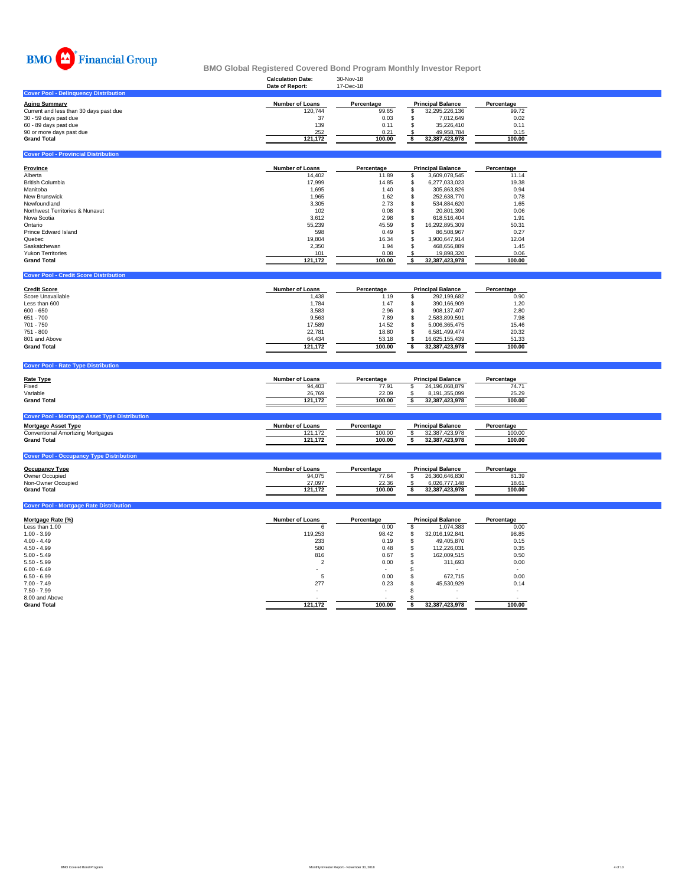BMO Financial Group

# BMO Global Registered Covered Bond Program Monthly Investor Report

**Calculation Date:** 30-Nov-18
**Date of Report:** 17-Dec-18

## Cover Pool - Delinquency Distribution

| Aging Summary | Number of Loans | Percentage | Principal Balance | Percentage |
|---|---|---|---|---|
| Current and less than 30 days past due | 120,744 | 99.65 | $ 32,295,226,136 | 99.72 |
| 30 - 59 days past due | 37 | 0.03 | $ 7,012,649 | 0.02 |
| 60 - 89 days past due | 139 | 0.11 | $ 35,226,410 | 0.11 |
| 90 or more days past due | 252 | 0.21 | $ 49,958,784 | 0.15 |
| **Grand Total** | **121,172** | **100.00** | **$ 32,387,423,978** | **100.00** |

## Cover Pool - Provincial Distribution

| Province | Number of Loans | Percentage | Principal Balance | Percentage |
|---|---|---|---|---|
| Alberta | 14,402 | 11.89 | $ 3,609,078,545 | 11.14 |
| British Columbia | 17,999 | 14.85 | $ 6,277,033,023 | 19.38 |
| Manitoba | 1,695 | 1.40 | $ 305,863,826 | 0.94 |
| New Brunswick | 1,965 | 1.62 | $ 252,638,770 | 0.78 |
| Newfoundland | 3,305 | 2.73 | $ 534,884,620 | 1.65 |
| Northwest Territories & Nunavut | 102 | 0.08 | $ 20,801,390 | 0.06 |
| Nova Scotia | 3,612 | 2.98 | $ 618,516,404 | 1.91 |
| Ontario | 55,239 | 45.59 | $ 16,292,895,309 | 50.31 |
| Prince Edward Island | 598 | 0.49 | $ 86,508,967 | 0.27 |
| Quebec | 19,804 | 16.34 | $ 3,900,647,914 | 12.04 |
| Saskatchewan | 2,350 | 1.94 | $ 468,656,889 | 1.45 |
| Yukon Territories | 101 | 0.08 | $ 19,898,320 | 0.06 |
| **Grand Total** | **121,172** | **100.00** | **$ 32,387,423,978** | **100.00** |

## Cover Pool - Credit Score Distribution

| Credit Score | Number of Loans | Percentage | Principal Balance | Percentage |
|---|---|---|---|---|
| Score Unavailable | 1,438 | 1.19 | $ 292,199,682 | 0.90 |
| Less than 600 | 1,784 | 1.47 | $ 390,166,909 | 1.20 |
| 600 - 650 | 3,583 | 2.96 | $ 908,137,407 | 2.80 |
| 651 - 700 | 9,563 | 7.89 | $ 2,583,899,591 | 7.98 |
| 701 - 750 | 17,589 | 14.52 | $ 5,006,365,475 | 15.46 |
| 751 - 800 | 22,781 | 18.80 | $ 6,581,499,474 | 20.32 |
| 801 and Above | 64,434 | 53.18 | $ 16,625,155,439 | 51.33 |
| **Grand Total** | **121,172** | **100.00** | **$ 32,387,423,978** | **100.00** |

## Cover Pool - Rate Type Distribution

| Rate Type | Number of Loans | Percentage | Principal Balance | Percentage |
|---|---|---|---|---|
| Fixed | 94,403 | 77.91 | $ 24,196,068,879 | 74.71 |
| Variable | 26,769 | 22.09 | $ 8,191,355,099 | 25.29 |
| **Grand Total** | **121,172** | **100.00** | **$ 32,387,423,978** | **100.00** |

## Cover Pool - Mortgage Asset Type Distribution

| Mortgage Asset Type | Number of Loans | Percentage | Principal Balance | Percentage |
|---|---|---|---|---|
| Conventional Amortizing Mortgages | 121,172 | 100.00 | $ 32,387,423,978 | 100.00 |
| **Grand Total** | **121,172** | **100.00** | **$ 32,387,423,978** | **100.00** |

## Cover Pool - Occupancy Type Distribution

| Occupancy Type | Number of Loans | Percentage | Principal Balance | Percentage |
|---|---|---|---|---|
| Owner Occupied | 94,075 | 77.64 | $ 26,360,646,830 | 81.39 |
| Non-Owner Occupied | 27,097 | 22.36 | $ 6,026,777,148 | 18.61 |
| **Grand Total** | **121,172** | **100.00** | **$ 32,387,423,978** | **100.00** |

## Cover Pool - Mortgage Rate Distribution

| Mortgage Rate (%) | Number of Loans | Percentage | Principal Balance | Percentage |
|---|---|---|---|---|
| Less than 1.00 | 6 | 0.00 | $ 1,074,383 | 0.00 |
| 1.00 - 3.99 | 119,253 | 98.42 | $ 32,016,192,841 | 98.85 |
| 4.00 - 4.49 | 233 | 0.19 | $ 49,405,870 | 0.15 |
| 4.50 - 4.99 | 580 | 0.48 | $ 112,226,031 | 0.35 |
| 5.00 - 5.49 | 816 | 0.67 | $ 162,009,515 | 0.50 |
| 5.50 - 5.99 | 2 | 0.00 | $ 311,693 | 0.00 |
| 6.00 - 6.49 | - | - | $ - | - |
| 6.50 - 6.99 | 5 | 0.00 | $ 672,715 | 0.00 |
| 7.00 - 7.49 | 277 | 0.23 | $ 45,530,929 | 0.14 |
| 7.50 - 7.99 | - | - | $ - | - |
| 8.00 and Above | - | - | $ - | - |
| **Grand Total** | **121,172** | **100.00** | **$ 32,387,423,978** | **100.00** |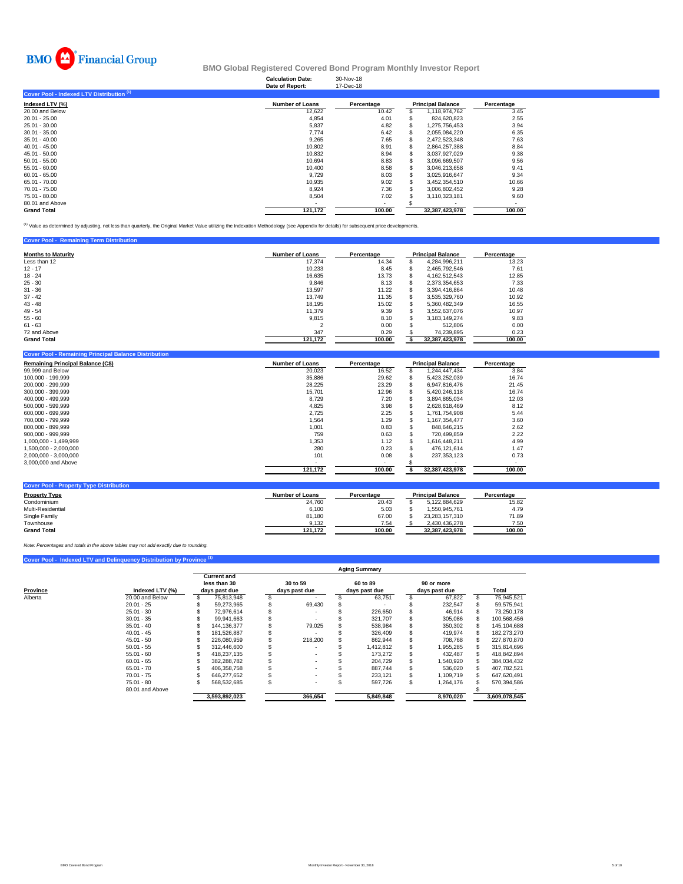BMO Financial Group

# BMO Global Registered Covered Bond Program Monthly Investor Report

**Calculation Date:** 30-Nov-18
**Date of Report:** 17-Dec-18

## Cover Pool - Indexed LTV Distribution [1]

| Indexed LTV (%) | Number of Loans | Percentage | Principal Balance | Percentage |
|---|---|---|---|---|
| 20.00 and Below | 12,622 | 10.42 | $ 1,118,974,762 | 3.45 |
| 20.01 - 25.00 | 4,854 | 4.01 | $ 824,620,823 | 2.55 |
| 25.01 - 30.00 | 5,837 | 4.82 | $ 1,275,756,453 | 3.94 |
| 30.01 - 35.00 | 7,774 | 6.42 | $ 2,055,084,220 | 6.35 |
| 35.01 - 40.00 | 9,265 | 7.65 | $ 2,472,523,348 | 7.63 |
| 40.01 - 45.00 | 10,802 | 8.91 | $ 2,864,257,388 | 8.84 |
| 45.01 - 50.00 | 10,832 | 8.94 | $ 3,037,927,029 | 9.38 |
| 50.01 - 55.00 | 10,694 | 8.83 | $ 3,096,669,507 | 9.56 |
| 55.01 - 60.00 | 10,400 | 8.58 | $ 3,046,213,658 | 9.41 |
| 60.01 - 65.00 | 9,729 | 8.03 | $ 3,025,916,647 | 9.34 |
| 65.01 - 70.00 | 10,935 | 9.02 | $ 3,452,354,510 | 10.66 |
| 70.01 - 75.00 | 8,924 | 7.36 | $ 3,006,802,452 | 9.28 |
| 75.01 - 80.00 | 8,504 | 7.02 | $ 3,110,323,181 | 9.60 |
| 80.01 and Above | - | - | $ - | - |
| **Grand Total** | **121,172** | **100.00** | **32,387,423,978** | **100.00** |

[1] Value as determined by adjusting, not less than quarterly, the Original Market Value utilizing the Indexation Methodology (see Appendix for details) for subsequent price developments.

## Cover Pool - Remaining Term Distribution

| Months to Maturity | Number of Loans | Percentage | Principal Balance | Percentage |
|---|---|---|---|---|
| Less than 12 | 17,374 | 14.34 | $ 4,284,996,211 | 13.23 |
| 12 - 17 | 10,233 | 8.45 | $ 2,465,792,546 | 7.61 |
| 18 - 24 | 16,635 | 13.73 | $ 4,162,512,543 | 12.85 |
| 25 - 30 | 9,846 | 8.13 | $ 2,373,354,653 | 7.33 |
| 31 - 36 | 13,597 | 11.22 | $ 3,394,416,864 | 10.48 |
| 37 - 42 | 13,749 | 11.35 | $ 3,535,329,760 | 10.92 |
| 43 - 48 | 18,195 | 15.02 | $ 5,360,482,349 | 16.55 |
| 49 - 54 | 11,379 | 9.39 | $ 3,552,637,076 | 10.97 |
| 55 - 60 | 9,815 | 8.10 | $ 3,183,149,274 | 9.83 |
| 61 - 63 | 2 | 0.00 | $ 512,806 | 0.00 |
| 72 and Above | 347 | 0.29 | $ 74,239,895 | 0.23 |
| **Grand Total** | **121,172** | **100.00** | **$ 32,387,423,978** | **100.00** |

## Cover Pool - Remaining Principal Balance Distribution

| Remaining Principal Balance (C$) | Number of Loans | Percentage | Principal Balance | Percentage |
|---|---|---|---|---|
| 99,999 and Below | 20,023 | 16.52 | $ 1,244,447,434 | 3.84 |
| 100,000 - 199,999 | 35,886 | 29.62 | $ 5,423,252,039 | 16.74 |
| 200,000 - 299,999 | 28,225 | 23.29 | $ 6,947,816,476 | 21.45 |
| 300,000 - 399,999 | 15,701 | 12.96 | $ 5,420,246,118 | 16.74 |
| 400,000 - 499,999 | 8,729 | 7.20 | $ 3,894,865,034 | 12.03 |
| 500,000 - 599,999 | 4,825 | 3.98 | $ 2,628,618,469 | 8.12 |
| 600,000 - 699,999 | 2,725 | 2.25 | $ 1,761,754,908 | 5.44 |
| 700,000 - 799,999 | 1,564 | 1.29 | $ 1,167,354,477 | 3.60 |
| 800,000 - 899,999 | 1,001 | 0.83 | $ 848,646,215 | 2.62 |
| 900,000 - 999,999 | 759 | 0.63 | $ 720,499,859 | 2.22 |
| 1,000,000 - 1,499,999 | 1,353 | 1.12 | $ 1,616,448,211 | 4.99 |
| 1,500,000 - 2,000,000 | 280 | 0.23 | $ 476,121,614 | 1.47 |
| 2,000,000 - 3,000,000 | 101 | 0.08 | $ 237,353,123 | 0.73 |
| 3,000,000 and Above | - | - | $ - | - |
| | **121,172** | **100.00** | **$ 32,387,423,978** | **100.00** |

## Cover Pool - Property Type Distribution

| Property Type | Number of Loans | Percentage | Principal Balance | Percentage |
|---|---|---|---|---|
| Condominium | 24,760 | 20.43 | $ 5,122,884,629 | 15.82 |
| Multi-Residential | 6,100 | 5.03 | $ 1,550,945,761 | 4.79 |
| Single Family | 81,180 | 67.00 | $ 23,283,157,310 | 71.89 |
| Townhouse | 9,132 | 7.54 | $ 2,430,436,278 | 7.50 |
| **Grand Total** | **121,172** | **100.00** | **32,387,423,978** | **100.00** |

*Note: Percentages and totals in the above tables may not add exactly due to rounding.*

## Cover Pool - Indexed LTV and Delinquency Distribution by Province [1]

| | | Aging Summary | | | | |
|---|---|---|---|---|---|---|
| Province | Indexed LTV (%) | Current and less than 30 days past due | 30 to 59 days past due | 60 to 89 days past due | 90 or more days past due | Total |
| Alberta | 20.00 and Below | $ 75,813,948 | $ - | $ 63,751 | $ 67,822 | $ 75,945,521 |
| | 20.01 - 25 | $ 59,273,965 | $ 69,430 | $ - | $ 232,547 | $ 59,575,941 |
| | 25.01 - 30 | $ 72,976,614 | $ - | $ 226,650 | $ 46,914 | $ 73,250,178 |
| | 30.01 - 35 | $ 99,941,663 | $ - | $ 321,707 | $ 305,086 | $ 100,568,456 |
| | 35.01 - 40 | $ 144,136,377 | $ 79,025 | $ 538,984 | $ 350,302 | $ 145,104,688 |
| | 40.01 - 45 | $ 181,526,887 | $ - | $ 326,409 | $ 419,974 | $ 182,273,270 |
| | 45.01 - 50 | $ 226,080,959 | $ 218,200 | $ 862,944 | $ 708,768 | $ 227,870,870 |
| | 50.01 - 55 | $ 312,446,600 | $ - | $ 1,412,812 | $ 1,955,285 | $ 315,814,696 |
| | 55.01 - 60 | $ 418,237,135 | $ - | $ 173,272 | $ 432,487 | $ 418,842,894 |
| | 60.01 - 65 | $ 382,288,782 | $ - | $ 204,729 | $ 1,540,920 | $ 384,034,432 |
| | 65.01 - 70 | $ 406,358,758 | $ - | $ 887,744 | $ 536,020 | $ 407,782,521 |
| | 70.01 - 75 | $ 646,277,652 | $ - | $ 233,121 | $ 1,109,719 | $ 647,620,491 |
| | 75.01 - 80 | $ 568,532,685 | $ - | $ 597,726 | $ 1,264,176 | $ 570,394,586 |
| | 80.01 and Above | | | | | $ - |
| | | **3,593,892,023** | **366,654** | **5,849,848** | **8,970,020** | **3,609,078,545** |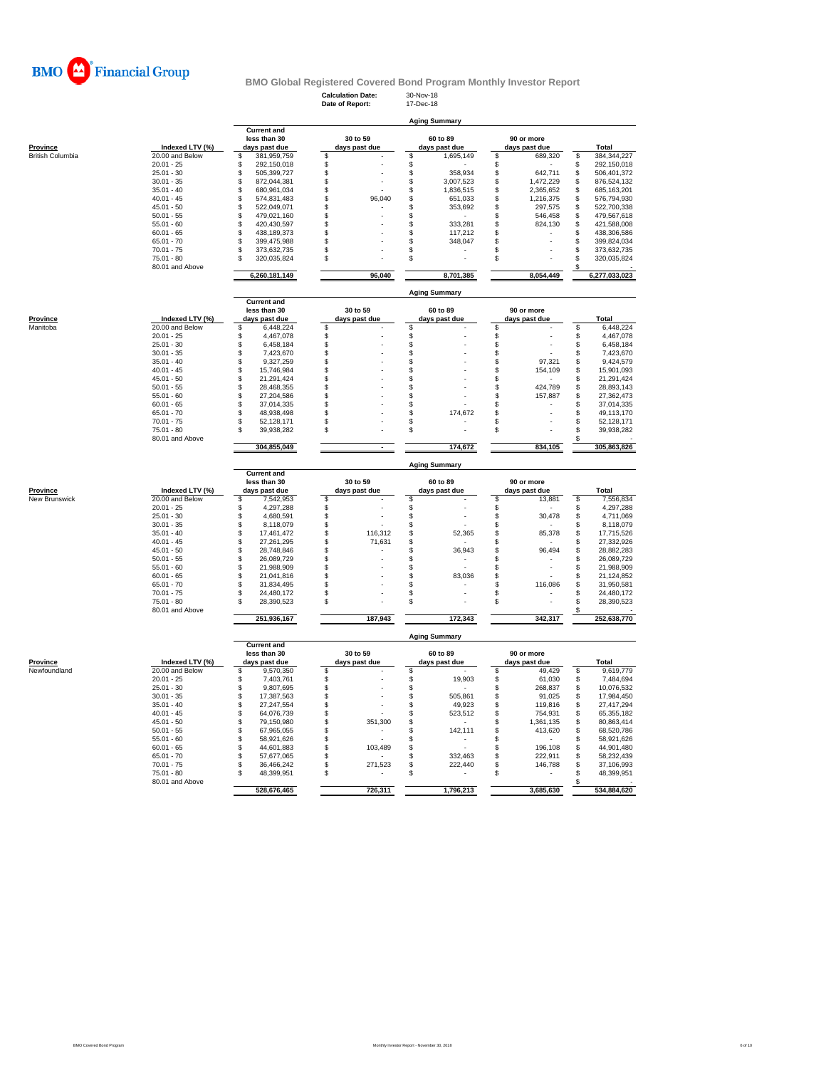# BMO Financial Group

## BMO Global Registered Covered Bond Program Monthly Investor Report

**Calculation Date:** 30-Nov-18
**Date of Report:** 17-Dec-18

### Aging Summary

| Province | Indexed LTV (%) | Current and less than 30 days past due | 30 to 59 days past due | 60 to 89 days past due | 90 or more days past due | Total |
|---|---|---|---|---|---|---|
| British Columbia | 20.00 and Below | $ 381,959,759 | $ - | $ 1,695,149 | $ 689,320 | $ 384,344,227 |
| | 20.01 - 25 | $ 292,150,018 | $ - | $ - | $ - | $ 292,150,018 |
| | 25.01 - 30 | $ 505,399,727 | $ - | $ 358,934 | $ 642,711 | $ 506,401,372 |
| | 30.01 - 35 | $ 872,044,381 | $ - | $ 3,007,523 | $ 1,472,229 | $ 876,524,132 |
| | 35.01 - 40 | $ 680,961,034 | $ - | $ 1,836,515 | $ 2,365,652 | $ 685,163,201 |
| | 40.01 - 45 | $ 574,831,483 | $ 96,040 | $ 651,033 | $ 1,216,375 | $ 576,794,930 |
| | 45.01 - 50 | $ 522,049,071 | $ - | $ 353,692 | $ 297,575 | $ 522,700,338 |
| | 50.01 - 55 | $ 479,021,160 | $ - | $ - | $ 546,458 | $ 479,567,618 |
| | 55.01 - 60 | $ 420,430,597 | $ - | $ 333,281 | $ 824,130 | $ 421,588,008 |
| | 60.01 - 65 | $ 438,189,373 | $ - | $ 117,212 | $ - | $ 438,306,586 |
| | 65.01 - 70 | $ 399,475,988 | $ - | $ 348,047 | $ - | $ 399,824,034 |
| | 70.01 - 75 | $ 373,632,735 | $ - | $ - | $ - | $ 373,632,735 |
| | 75.01 - 80 | $ 320,035,824 | $ - | $ - | $ - | $ 320,035,824 |
| | 80.01 and Above | | | | | $ - |
| | | 6,260,181,149 | 96,040 | 8,701,385 | 8,054,449 | 6,277,033,023 |

### Aging Summary

| Province | Indexed LTV (%) | Current and less than 30 days past due | 30 to 59 days past due | 60 to 89 days past due | 90 or more days past due | Total |
|---|---|---|---|---|---|---|
| Manitoba | 20.00 and Below | $ 6,448,224 | $ - | $ - | $ - | $ 6,448,224 |
| | 20.01 - 25 | $ 4,467,078 | $ - | $ - | $ - | $ 4,467,078 |
| | 25.01 - 30 | $ 6,458,184 | $ - | $ - | $ - | $ 6,458,184 |
| | 30.01 - 35 | $ 7,423,670 | $ - | $ - | $ - | $ 7,423,670 |
| | 35.01 - 40 | $ 9,327,259 | $ - | $ - | $ 97,321 | $ 9,424,579 |
| | 40.01 - 45 | $ 15,746,984 | $ - | $ - | $ 154,109 | $ 15,901,093 |
| | 45.01 - 50 | $ 21,291,424 | $ - | $ - | $ - | $ 21,291,424 |
| | 50.01 - 55 | $ 28,468,355 | $ - | $ - | $ 424,789 | $ 28,893,143 |
| | 55.01 - 60 | $ 27,204,586 | $ - | $ - | $ 157,887 | $ 27,362,473 |
| | 60.01 - 65 | $ 37,014,335 | $ - | $ - | $ - | $ 37,014,335 |
| | 65.01 - 70 | $ 48,938,498 | $ - | $ 174,672 | $ - | $ 49,113,170 |
| | 70.01 - 75 | $ 52,128,171 | $ - | $ - | $ - | $ 52,128,171 |
| | 75.01 - 80 | $ 39,938,282 | $ - | $ - | $ - | $ 39,938,282 |
| | 80.01 and Above | | | | | $ - |
| | | 304,855,049 | - | 174,672 | 834,105 | 305,863,826 |

### Aging Summary

| Province | Indexed LTV (%) | Current and less than 30 days past due | 30 to 59 days past due | 60 to 89 days past due | 90 or more days past due | Total |
|---|---|---|---|---|---|---|
| New Brunswick | 20.00 and Below | $ 7,542,953 | $ - | $ - | $ 13,881 | $ 7,556,834 |
| | 20.01 - 25 | $ 4,297,288 | $ - | $ - | $ - | $ 4,297,288 |
| | 25.01 - 30 | $ 4,680,591 | $ - | $ - | $ 30,478 | $ 4,711,069 |
| | 30.01 - 35 | $ 8,118,079 | $ - | $ - | $ - | $ 8,118,079 |
| | 35.01 - 40 | $ 17,461,472 | $ 116,312 | $ 52,365 | $ 85,378 | $ 17,715,526 |
| | 40.01 - 45 | $ 27,261,295 | $ 71,631 | $ - | $ - | $ 27,332,926 |
| | 45.01 - 50 | $ 28,748,846 | $ - | $ 36,943 | $ 96,494 | $ 28,882,283 |
| | 50.01 - 55 | $ 26,089,729 | $ - | $ - | $ - | $ 26,089,729 |
| | 55.01 - 60 | $ 21,988,909 | $ - | $ - | $ - | $ 21,988,909 |
| | 60.01 - 65 | $ 21,041,816 | $ - | $ 83,036 | $ - | $ 21,124,852 |
| | 65.01 - 70 | $ 31,834,495 | $ - | $ - | $ 116,086 | $ 31,950,581 |
| | 70.01 - 75 | $ 24,480,172 | $ - | $ - | $ - | $ 24,480,172 |
| | 75.01 - 80 | $ 28,390,523 | $ - | $ - | $ - | $ 28,390,523 |
| | 80.01 and Above | | | | | $ - |
| | | 251,936,167 | 187,943 | 172,343 | 342,317 | 252,638,770 |

### Aging Summary

| Province | Indexed LTV (%) | Current and less than 30 days past due | 30 to 59 days past due | 60 to 89 days past due | 90 or more days past due | Total |
|---|---|---|---|---|---|---|
| Newfoundland | 20.00 and Below | $ 9,570,350 | $ - | $ - | $ 49,429 | $ 9,619,779 |
| | 20.01 - 25 | $ 7,403,761 | $ - | $ 19,903 | $ 61,030 | $ 7,484,694 |
| | 25.01 - 30 | $ 9,807,695 | $ - | $ - | $ 268,837 | $ 10,076,532 |
| | 30.01 - 35 | $ 17,387,563 | $ - | $ 505,861 | $ 91,025 | $ 17,984,450 |
| | 35.01 - 40 | $ 27,247,554 | $ - | $ 49,923 | $ 119,816 | $ 27,417,294 |
| | 40.01 - 45 | $ 64,076,739 | $ - | $ 523,512 | $ 754,931 | $ 65,355,182 |
| | 45.01 - 50 | $ 79,150,980 | $ 351,300 | $ - | $ 1,361,135 | $ 80,863,414 |
| | 50.01 - 55 | $ 67,965,055 | $ - | $ 142,111 | $ 413,620 | $ 68,520,786 |
| | 55.01 - 60 | $ 58,921,626 | $ - | $ - | $ - | $ 58,921,626 |
| | 60.01 - 65 | $ 44,601,883 | $ 103,489 | $ - | $ 196,108 | $ 44,901,480 |
| | 65.01 - 70 | $ 57,677,065 | $ - | $ 332,463 | $ 222,911 | $ 58,232,439 |
| | 70.01 - 75 | $ 36,466,242 | $ 271,523 | $ 222,440 | $ 146,788 | $ 37,106,993 |
| | 75.01 - 80 | $ 48,399,951 | $ - | $ - | $ - | $ 48,399,951 |
| | 80.01 and Above | | | | | $ - |
| | | 528,676,465 | 726,311 | 1,796,213 | 3,685,630 | 534,884,620 |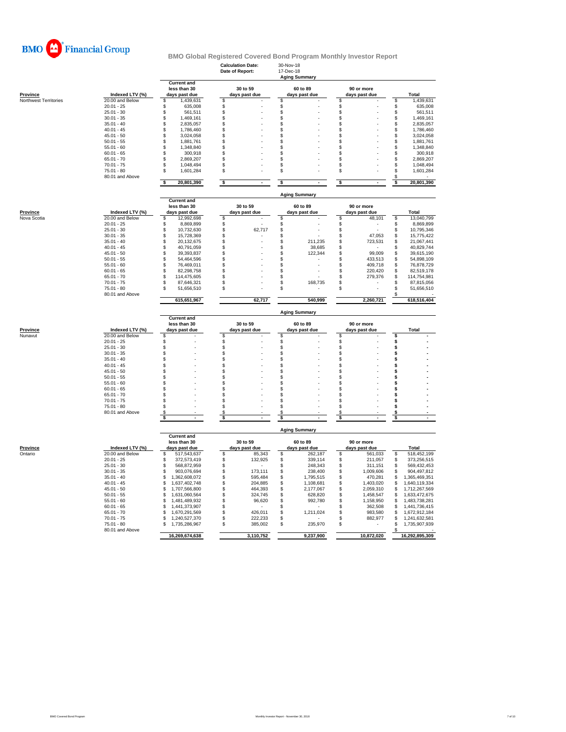# BMO Financial Group

## BMO Global Registered Covered Bond Program Monthly Investor Report

**Calculation Date:** 30-Nov-18
**Date of Report:** 17-Dec-18

### Aging Summary

| Province | Indexed LTV (%) | Current and less than 30 days past due | 30 to 59 days past due | 60 to 89 days past due | 90 or more days past due | Total |
|---|---|---|---|---|---|---|
| Northwest Territories | 20.00 and Below | $ 1,439,631 | $ - | $ - | $ - | $ 1,439,631 |
| | 20.01 - 25 | $ 635,008 | $ - | $ - | $ - | $ 635,008 |
| | 25.01 - 30 | $ 561,511 | $ - | $ - | $ - | $ 561,511 |
| | 30.01 - 35 | $ 1,469,161 | $ - | $ - | $ - | $ 1,469,161 |
| | 35.01 - 40 | $ 2,835,057 | $ - | $ - | $ - | $ 2,835,057 |
| | 40.01 - 45 | $ 1,786,460 | $ - | $ - | $ - | $ 1,786,460 |
| | 45.01 - 50 | $ 3,024,058 | $ - | $ - | $ - | $ 3,024,058 |
| | 50.01 - 55 | $ 1,881,761 | $ - | $ - | $ - | $ 1,881,761 |
| | 55.01 - 60 | $ 1,348,840 | $ - | $ - | $ - | $ 1,348,840 |
| | 60.01 - 65 | $ 300,918 | $ - | $ - | $ - | $ 300,918 |
| | 65.01 - 70 | $ 2,869,207 | $ - | $ - | $ - | $ 2,869,207 |
| | 70.01 - 75 | $ 1,048,494 | $ - | $ - | $ - | $ 1,048,494 |
| | 75.01 - 80 | $ 1,601,284 | $ - | $ - | $ - | $ 1,601,284 |
| | 80.01 and Above | | | | | $ - |
| | | **$ 20,801,390** | **$ -** | **$ -** | **$ -** | **$ 20,801,390** |

### Aging Summary

| Province | Indexed LTV (%) | Current and less than 30 days past due | 30 to 59 days past due | 60 to 89 days past due | 90 or more days past due | Total |
|---|---|---|---|---|---|---|
| Nova Scotia | 20.00 and Below | $ 12,992,698 | $ - | $ - | $ 48,101 | $ 13,040,799 |
| | 20.01 - 25 | $ 8,869,899 | $ - | $ - | $ - | $ 8,869,899 |
| | 25.01 - 30 | $ 10,732,630 | $ 62,717 | $ - | $ - | $ 10,795,346 |
| | 30.01 - 35 | $ 15,728,369 | $ - | $ - | $ 47,053 | $ 15,775,422 |
| | 35.01 - 40 | $ 20,132,675 | $ - | $ 211,235 | $ 723,531 | $ 21,067,441 |
| | 40.01 - 45 | $ 40,791,059 | $ - | $ 38,685 | $ - | $ 40,829,744 |
| | 45.01 - 50 | $ 39,393,837 | $ - | $ 122,344 | $ 99,009 | $ 39,615,190 |
| | 50.01 - 55 | $ 54,464,596 | $ - | $ - | $ 433,513 | $ 54,898,109 |
| | 55.01 - 60 | $ 76,469,011 | $ - | $ - | $ 409,718 | $ 76,878,729 |
| | 60.01 - 65 | $ 82,298,758 | $ - | $ - | $ 220,420 | $ 82,519,178 |
| | 65.01 - 70 | $ 114,475,605 | $ - | $ - | $ 279,376 | $ 114,754,981 |
| | 70.01 - 75 | $ 87,646,321 | $ - | $ 168,735 | $ - | $ 87,815,056 |
| | 75.01 - 80 | $ 51,656,510 | $ - | $ - | $ - | $ 51,656,510 |
| | 80.01 and Above | | | | | $ - |
| | | **615,651,967** | **62,717** | **540,999** | **2,260,721** | **618,516,404** |

### Aging Summary

| Province | Indexed LTV (%) | Current and less than 30 days past due | 30 to 59 days past due | 60 to 89 days past due | 90 or more days past due | Total |
|---|---|---|---|---|---|---|
| Nunavut | 20.00 and Below | $ - | $ - | $ - | $ - | $ - |
| | 20.01 - 25 | $ - | $ - | $ - | $ - | $ - |
| | 25.01 - 30 | $ - | $ - | $ - | $ - | $ - |
| | 30.01 - 35 | $ - | $ - | $ - | $ - | $ - |
| | 35.01 - 40 | $ - | $ - | $ - | $ - | $ - |
| | 40.01 - 45 | $ - | $ - | $ - | $ - | $ - |
| | 45.01 - 50 | $ - | $ - | $ - | $ - | $ - |
| | 50.01 - 55 | $ - | $ - | $ - | $ - | $ - |
| | 55.01 - 60 | $ - | $ - | $ - | $ - | $ - |
| | 60.01 - 65 | $ - | $ - | $ - | $ - | $ - |
| | 65.01 - 70 | $ - | $ - | $ - | $ - | $ - |
| | 70.01 - 75 | $ - | $ - | $ - | $ - | $ - |
| | 75.01 - 80 | $ - | $ - | $ - | $ - | $ - |
| | 80.01 and Above | $ - | $ - | $ - | $ - | $ - |
| | | **$ -** | **$ -** | **$ -** | **$ -** | **$ -** |

### Aging Summary

| Province | Indexed LTV (%) | Current and less than 30 days past due | 30 to 59 days past due | 60 to 89 days past due | 90 or more days past due | Total |
|---|---|---|---|---|---|---|
| Ontario | 20.00 and Below | $ 517,543,637 | $ 85,343 | $ 262,187 | $ 561,033 | $ 518,452,199 |
| | 20.01 - 25 | $ 372,573,419 | $ 132,925 | $ 339,114 | $ 211,057 | $ 373,256,515 |
| | 25.01 - 30 | $ 568,872,959 | $ - | $ 248,343 | $ 311,151 | $ 569,432,453 |
| | 30.01 - 35 | $ 903,076,694 | $ 173,111 | $ 238,400 | $ 1,009,606 | $ 904,497,812 |
| | 35.01 - 40 | $ 1,362,608,072 | $ 595,484 | $ 1,795,515 | $ 470,281 | $ 1,365,469,351 |
| | 40.01 - 45 | $ 1,637,402,748 | $ 204,885 | $ 1,108,681 | $ 1,403,020 | $ 1,640,119,334 |
| | 45.01 - 50 | $ 1,707,566,800 | $ 464,393 | $ 2,177,067 | $ 2,059,310 | $ 1,712,267,569 |
| | 50.01 - 55 | $ 1,631,060,564 | $ 324,745 | $ 628,820 | $ 1,458,547 | $ 1,633,472,675 |
| | 55.01 - 60 | $ 1,481,489,932 | $ 96,620 | $ 992,780 | $ 1,158,950 | $ 1,483,738,281 |
| | 60.01 - 65 | $ 1,441,373,907 | $ - | $ - | $ 362,508 | $ 1,441,736,415 |
| | 65.01 - 70 | $ 1,670,291,569 | $ 426,011 | $ 1,211,024 | $ 983,580 | $ 1,672,912,184 |
| | 70.01 - 75 | $ 1,240,527,370 | $ 222,233 | $ - | $ 882,977 | $ 1,241,632,581 |
| | 75.01 - 80 | $ 1,735,286,967 | $ 385,002 | $ 235,970 | $ - | $ 1,735,907,939 |
| | 80.01 and Above | | | | | $ - |
| | | **16,269,674,638** | **3,110,752** | **9,237,900** | **10,872,020** | **16,292,895,309** |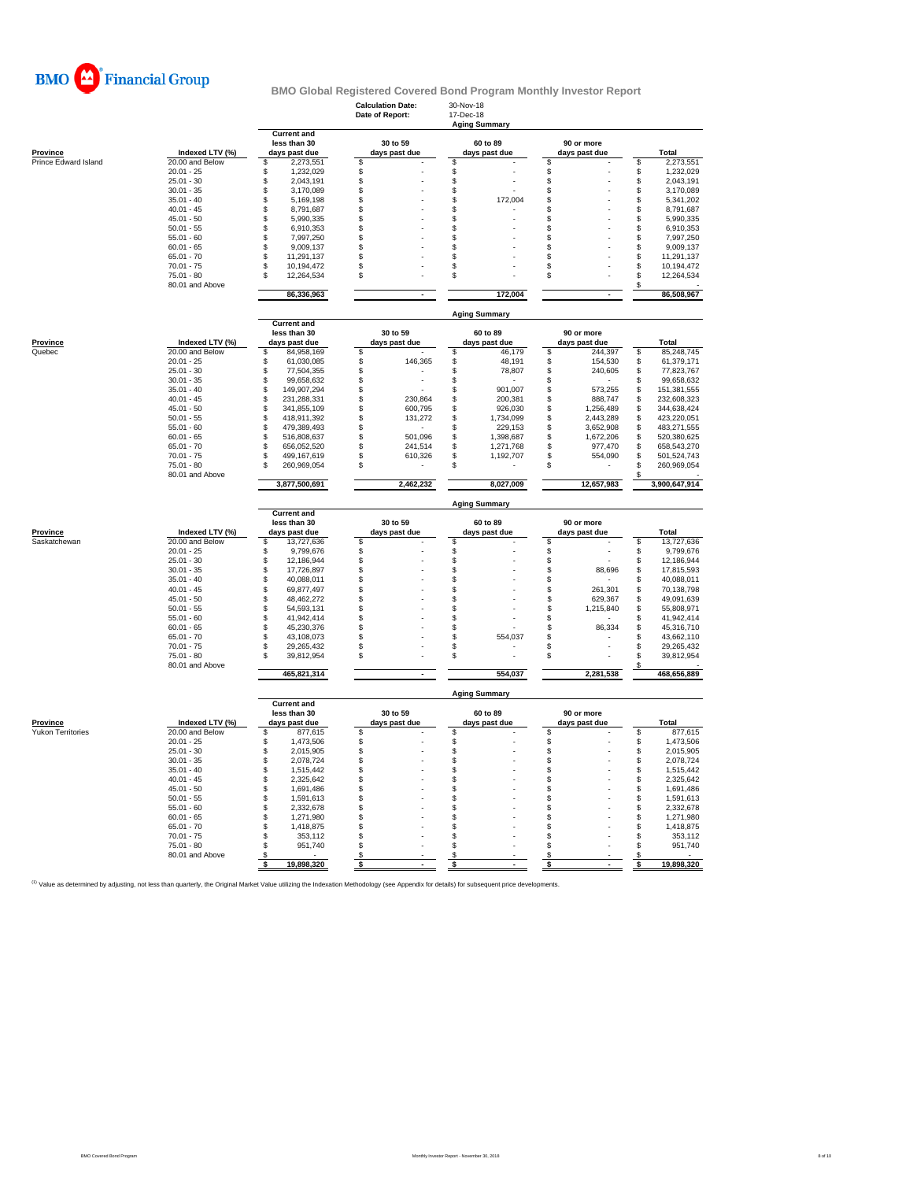# BMO Financial Group

## BMO Global Registered Covered Bond Program Monthly Investor Report

**Calculation Date:** 30-Nov-18
**Date of Report:** 17-Dec-18

### Aging Summary

| Province | Indexed LTV (%) | Current and less than 30 days past due | 30 to 59 days past due | 60 to 89 days past due | 90 or more days past due | Total |
|---|---|---|---|---|---|---|
| Prince Edward Island | 20.00 and Below | $ 2,273,551 | $ - | $ - | $ - | $ 2,273,551 |
| | 20.01 - 25 | $ 1,232,029 | $ - | $ - | $ - | $ 1,232,029 |
| | 25.01 - 30 | $ 2,043,191 | $ - | $ - | $ - | $ 2,043,191 |
| | 30.01 - 35 | $ 3,170,089 | $ - | $ - | $ - | $ 3,170,089 |
| | 35.01 - 40 | $ 5,169,198 | $ - | $ 172,004 | $ - | $ 5,341,202 |
| | 40.01 - 45 | $ 8,791,687 | $ - | $ - | $ - | $ 8,791,687 |
| | 45.01 - 50 | $ 5,990,335 | $ - | $ - | $ - | $ 5,990,335 |
| | 50.01 - 55 | $ 6,910,353 | $ - | $ - | $ - | $ 6,910,353 |
| | 55.01 - 60 | $ 7,997,250 | $ - | $ - | $ - | $ 7,997,250 |
| | 60.01 - 65 | $ 9,009,137 | $ - | $ - | $ - | $ 9,009,137 |
| | 65.01 - 70 | $ 11,291,137 | $ - | $ - | $ - | $ 11,291,137 |
| | 70.01 - 75 | $ 10,194,472 | $ - | $ - | $ - | $ 10,194,472 |
| | 75.01 - 80 | $ 12,264,534 | $ - | $ - | $ - | $ 12,264,534 |
| | 80.01 and Above | | | | | $ - |
| | | 86,336,963 | - | 172,004 | - | 86,508,967 |

### Aging Summary

| Province | Indexed LTV (%) | Current and less than 30 days past due | 30 to 59 days past due | 60 to 89 days past due | 90 or more days past due | Total |
|---|---|---|---|---|---|---|
| Quebec | 20.00 and Below | $ 84,958,169 | $ - | $ 46,179 | $ 244,397 | $ 85,248,745 |
| | 20.01 - 25 | $ 61,030,085 | $ 146,365 | $ 48,191 | $ 154,530 | $ 61,379,171 |
| | 25.01 - 30 | $ 77,504,355 | $ - | $ 78,807 | $ 240,605 | $ 77,823,767 |
| | 30.01 - 35 | $ 99,658,632 | $ - | $ - | $ - | $ 99,658,632 |
| | 35.01 - 40 | $ 149,907,294 | $ - | $ 901,007 | $ 573,255 | $ 151,381,555 |
| | 40.01 - 45 | $ 231,288,331 | $ 230,864 | $ 200,381 | $ 888,747 | $ 232,608,323 |
| | 45.01 - 50 | $ 341,855,109 | $ 600,795 | $ 926,030 | $ 1,256,489 | $ 344,638,424 |
| | 50.01 - 55 | $ 418,911,392 | $ 131,272 | $ 1,734,099 | $ 2,443,289 | $ 423,220,051 |
| | 55.01 - 60 | $ 479,389,493 | $ - | $ 229,153 | $ 3,652,908 | $ 483,271,555 |
| | 60.01 - 65 | $ 516,808,637 | $ 501,096 | $ 1,398,687 | $ 1,672,206 | $ 520,380,625 |
| | 65.01 - 70 | $ 656,052,520 | $ 241,514 | $ 1,271,768 | $ 977,470 | $ 658,543,270 |
| | 70.01 - 75 | $ 499,167,619 | $ 610,326 | $ 1,192,707 | $ 554,090 | $ 501,524,743 |
| | 75.01 - 80 | $ 260,969,054 | $ - | $ - | $ - | $ 260,969,054 |
| | 80.01 and Above | | | | | $ - |
| | | 3,877,500,691 | 2,462,232 | 8,027,009 | 12,657,983 | 3,900,647,914 |

### Aging Summary

| Province | Indexed LTV (%) | Current and less than 30 days past due | 30 to 59 days past due | 60 to 89 days past due | 90 or more days past due | Total |
|---|---|---|---|---|---|---|
| Saskatchewan | 20.00 and Below | $ 13,727,636 | $ - | $ - | $ - | $ 13,727,636 |
| | 20.01 - 25 | $ 9,799,676 | $ - | $ - | $ - | $ 9,799,676 |
| | 25.01 - 30 | $ 12,186,944 | $ - | $ - | $ - | $ 12,186,944 |
| | 30.01 - 35 | $ 17,726,897 | $ - | $ - | $ 88,696 | $ 17,815,593 |
| | 35.01 - 40 | $ 40,088,011 | $ - | $ - | $ - | $ 40,088,011 |
| | 40.01 - 45 | $ 69,877,497 | $ - | $ - | $ 261,301 | $ 70,138,798 |
| | 45.01 - 50 | $ 48,462,272 | $ - | $ - | $ 629,367 | $ 49,091,639 |
| | 50.01 - 55 | $ 54,593,131 | $ - | $ - | $ 1,215,840 | $ 55,808,971 |
| | 55.01 - 60 | $ 41,942,414 | $ - | $ - | $ - | $ 41,942,414 |
| | 60.01 - 65 | $ 45,230,376 | $ - | $ - | $ 86,334 | $ 45,316,710 |
| | 65.01 - 70 | $ 43,108,073 | $ - | $ 554,037 | $ - | $ 43,662,110 |
| | 70.01 - 75 | $ 29,265,432 | $ - | $ - | $ - | $ 29,265,432 |
| | 75.01 - 80 | $ 39,812,954 | $ - | $ - | $ - | $ 39,812,954 |
| | 80.01 and Above | | | | | $ - |
| | | 465,821,314 | - | 554,037 | 2,281,538 | 468,656,889 |

### Aging Summary

| Province | Indexed LTV (%) | Current and less than 30 days past due | 30 to 59 days past due | 60 to 89 days past due | 90 or more days past due | Total |
|---|---|---|---|---|---|---|
| Yukon Territories | 20.00 and Below | $ 877,615 | $ - | $ - | $ - | $ 877,615 |
| | 20.01 - 25 | $ 1,473,506 | $ - | $ - | $ - | $ 1,473,506 |
| | 25.01 - 30 | $ 2,015,905 | $ - | $ - | $ - | $ 2,015,905 |
| | 30.01 - 35 | $ 2,078,724 | $ - | $ - | $ - | $ 2,078,724 |
| | 35.01 - 40 | $ 1,515,442 | $ - | $ - | $ - | $ 1,515,442 |
| | 40.01 - 45 | $ 2,325,642 | $ - | $ - | $ - | $ 2,325,642 |
| | 45.01 - 50 | $ 1,691,486 | $ - | $ - | $ - | $ 1,691,486 |
| | 50.01 - 55 | $ 1,591,613 | $ - | $ - | $ - | $ 1,591,613 |
| | 55.01 - 60 | $ 2,332,678 | $ - | $ - | $ - | $ 2,332,678 |
| | 60.01 - 65 | $ 1,271,980 | $ - | $ - | $ - | $ 1,271,980 |
| | 65.01 - 70 | $ 1,418,875 | $ - | $ - | $ - | $ 1,418,875 |
| | 70.01 - 75 | $ 353,112 | $ - | $ - | $ - | $ 353,112 |
| | 75.01 - 80 | $ 951,740 | $ - | $ - | $ - | $ 951,740 |
| | 80.01 and Above | $ - | $ - | $ - | $ - | $ - |
| | | $ 19,898,320 | $ - | $ - | $ - | $ 19,898,320 |

[1] Value as determined by adjusting, not less than quarterly, the Original Market Value utilizing the Indexation Methodology (see Appendix for details) for subsequent price developments.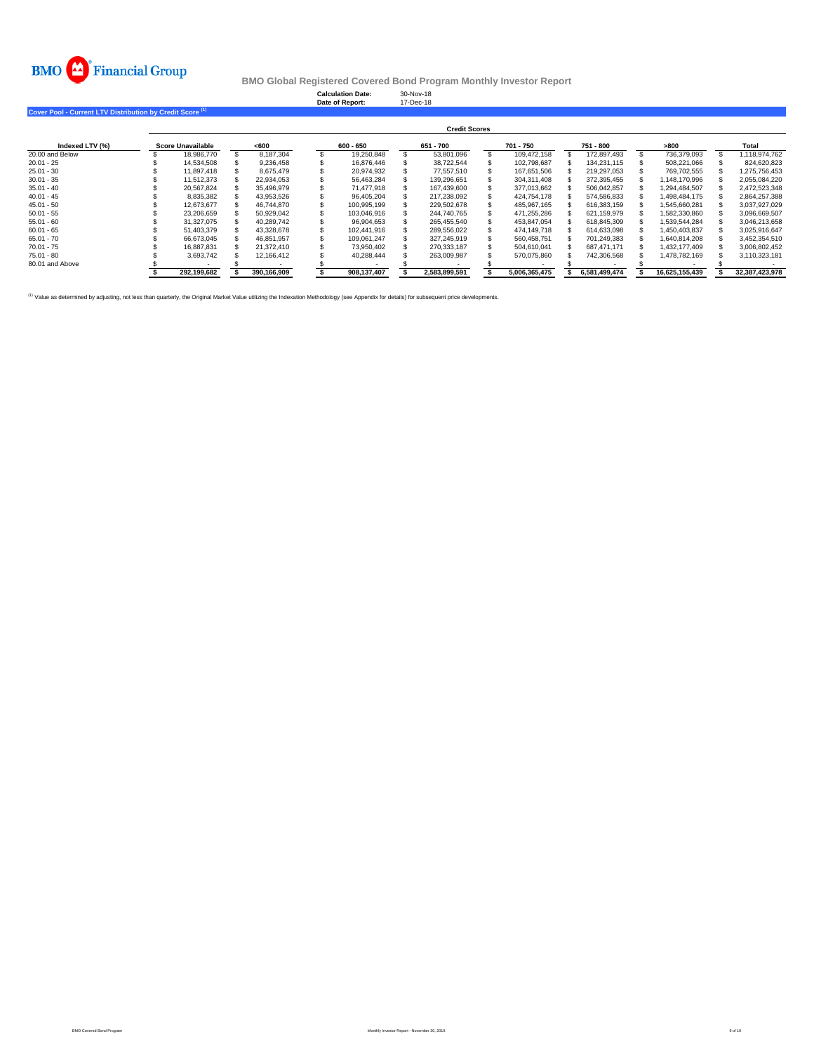**BMO Financial Group**

## BMO Global Registered Covered Bond Program Monthly Investor Report

**Calculation Date:** 30-Nov-18
**Date of Report:** 17-Dec-18

### Cover Pool - Current LTV Distribution by Credit Score [(1)]

| Indexed LTV (%) | Credit Scores | | | | | | | |
|---|---|---|---|---|---|---|---|---|
| | Score Unavailable | <600 | 600 - 650 | 651 - 700 | 701 - 750 | 751 - 800 | >800 | Total |
| 20.00 and Below | $ 18,986,770 | $ 8,187,304 | $ 19,250,848 | $ 53,801,096 | $ 109,472,158 | $ 172,897,493 | $ 736,379,093 | $ 1,118,974,762 |
| 20.01 - 25 | $ 14,534,508 | $ 9,236,458 | $ 16,876,446 | $ 38,722,544 | $ 102,798,687 | $ 134,231,115 | $ 508,221,066 | $ 824,620,823 |
| 25.01 - 30 | $ 11,897,418 | $ 8,675,479 | $ 20,974,932 | $ 77,557,510 | $ 167,651,506 | $ 219,297,053 | $ 769,702,555 | $ 1,275,756,453 |
| 30.01 - 35 | $ 11,512,373 | $ 22,934,053 | $ 56,463,284 | $ 139,296,651 | $ 304,311,408 | $ 372,395,455 | $ 1,148,170,996 | $ 2,055,084,220 |
| 35.01 - 40 | $ 20,567,824 | $ 35,496,979 | $ 71,477,918 | $ 167,439,600 | $ 377,013,662 | $ 506,042,857 | $ 1,294,484,507 | $ 2,472,523,348 |
| 40.01 - 45 | $ 8,835,382 | $ 43,953,526 | $ 96,405,204 | $ 217,238,092 | $ 424,754,178 | $ 574,586,833 | $ 1,498,484,175 | $ 2,864,257,388 |
| 45.01 - 50 | $ 12,673,677 | $ 46,744,870 | $ 100,995,199 | $ 229,502,678 | $ 485,967,165 | $ 616,383,159 | $ 1,545,660,281 | $ 3,037,927,029 |
| 50.01 - 55 | $ 23,206,659 | $ 50,929,042 | $ 103,046,916 | $ 244,740,765 | $ 471,255,286 | $ 621,159,979 | $ 1,582,330,860 | $ 3,096,669,507 |
| 55.01 - 60 | $ 31,327,075 | $ 40,289,742 | $ 96,904,653 | $ 265,455,540 | $ 453,847,054 | $ 618,845,309 | $ 1,539,544,284 | $ 3,046,213,658 |
| 60.01 - 65 | $ 51,403,379 | $ 43,328,678 | $ 102,441,916 | $ 289,556,022 | $ 474,149,718 | $ 614,633,098 | $ 1,450,403,837 | $ 3,025,916,647 |
| 65.01 - 70 | $ 66,673,045 | $ 46,851,957 | $ 109,061,247 | $ 327,245,919 | $ 560,458,751 | $ 701,249,383 | $ 1,640,814,208 | $ 3,452,354,510 |
| 70.01 - 75 | $ 16,887,831 | $ 21,372,410 | $ 73,950,402 | $ 270,333,187 | $ 504,610,041 | $ 687,471,171 | $ 1,432,177,409 | $ 3,006,802,452 |
| 75.01 - 80 | $ 3,693,742 | $ 12,166,412 | $ 40,288,444 | $ 263,009,987 | $ 570,075,860 | $ 742,306,568 | $ 1,478,782,169 | $ 3,110,323,181 |
| 80.01 and Above | $ - | $ - | $ - | $ - | $ - | $ - | $ - | $ - |
| | **$ 292,199,682** | **$ 390,166,909** | **$ 908,137,407** | **$ 2,583,899,591** | **$ 5,006,365,475** | **$ 6,581,499,474** | **$ 16,625,155,439** | **$ 32,387,423,978** |

[(1)] Value as determined by adjusting, not less than quarterly, the Original Market Value utilizing the Indexation Methodology (see Appendix for details) for subsequent price developments.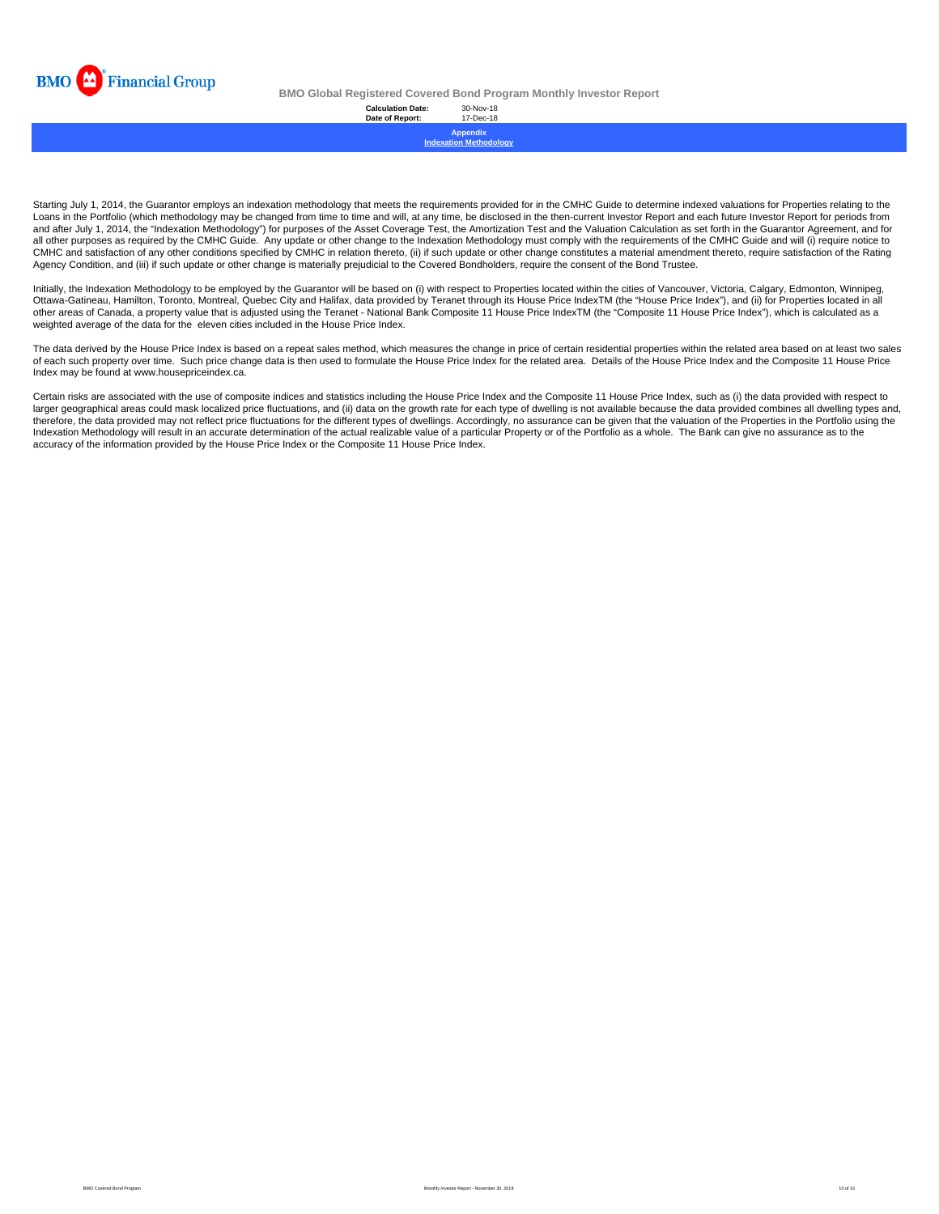BMO Financial Group

**BMO Global Registered Covered Bond Program Monthly Investor Report**

**Calculation Date:** 30-Nov-18
**Date of Report:** 17-Dec-18

## Appendix
### Indexation Methodology

Starting July 1, 2014, the Guarantor employs an indexation methodology that meets the requirements provided for in the CMHC Guide to determine indexed valuations for Properties relating to the Loans in the Portfolio (which methodology may be changed from time to time and will, at any time, be disclosed in the then-current Investor Report and each future Investor Report for periods from and after July 1, 2014, the "Indexation Methodology") for purposes of the Asset Coverage Test, the Amortization Test and the Valuation Calculation as set forth in the Guarantor Agreement, and for all other purposes as required by the CMHC Guide. Any update or other change to the Indexation Methodology must comply with the requirements of the CMHC Guide and will (i) require notice to CMHC and satisfaction of any other conditions specified by CMHC in relation thereto, (ii) if such update or other change constitutes a material amendment thereto, require satisfaction of the Rating Agency Condition, and (iii) if such update or other change is materially prejudicial to the Covered Bondholders, require the consent of the Bond Trustee.

Initially, the Indexation Methodology to be employed by the Guarantor will be based on (i) with respect to Properties located within the cities of Vancouver, Victoria, Calgary, Edmonton, Winnipeg, Ottawa-Gatineau, Hamilton, Toronto, Montreal, Quebec City and Halifax, data provided by Teranet through its House Price IndexTM (the "House Price Index"), and (ii) for Properties located in all other areas of Canada, a property value that is adjusted using the Teranet - National Bank Composite 11 House Price IndexTM (the "Composite 11 House Price Index"), which is calculated as a weighted average of the data for the eleven cities included in the House Price Index.

The data derived by the House Price Index is based on a repeat sales method, which measures the change in price of certain residential properties within the related area based on at least two sales of each such property over time. Such price change data is then used to formulate the House Price Index for the related area. Details of the House Price Index and the Composite 11 House Price Index may be found at www.housepriceindex.ca.

Certain risks are associated with the use of composite indices and statistics including the House Price Index and the Composite 11 House Price Index, such as (i) the data provided with respect to larger geographical areas could mask localized price fluctuations, and (ii) data on the growth rate for each type of dwelling is not available because the data provided combines all dwelling types and, therefore, the data provided may not reflect price fluctuations for the different types of dwellings. Accordingly, no assurance can be given that the valuation of the Properties in the Portfolio using the Indexation Methodology will result in an accurate determination of the actual realizable value of a particular Property or of the Portfolio as a whole. The Bank can give no assurance as to the accuracy of the information provided by the House Price Index or the Composite 11 House Price Index.